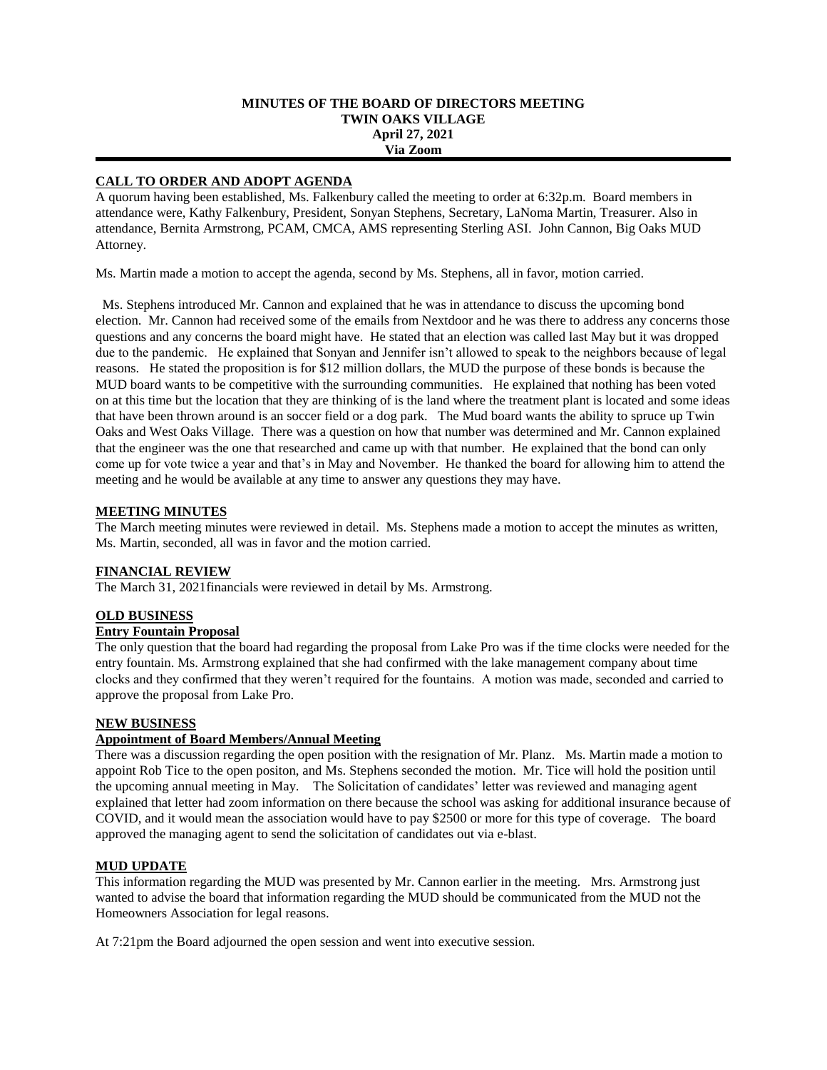**MINUTES OF THE BOARD OF DIRECTORS MEETING**
**TWIN OAKS VILLAGE**
**April 27, 2021**
**Via Zoom**

## CALL TO ORDER AND ADOPT AGENDA

A quorum having been established, Ms. Falkenbury called the meeting to order at 6:32p.m. Board members in attendance were, Kathy Falkenbury, President, Sonyan Stephens, Secretary, LaNoma Martin, Treasurer. Also in attendance, Bernita Armstrong, PCAM, CMCA, AMS representing Sterling ASI. John Cannon, Big Oaks MUD Attorney.

Ms. Martin made a motion to accept the agenda, second by Ms. Stephens, all in favor, motion carried.

Ms. Stephens introduced Mr. Cannon and explained that he was in attendance to discuss the upcoming bond election. Mr. Cannon had received some of the emails from Nextdoor and he was there to address any concerns those questions and any concerns the board might have. He stated that an election was called last May but it was dropped due to the pandemic. He explained that Sonyan and Jennifer isn't allowed to speak to the neighbors because of legal reasons. He stated the proposition is for $12 million dollars, the MUD the purpose of these bonds is because the MUD board wants to be competitive with the surrounding communities. He explained that nothing has been voted on at this time but the location that they are thinking of is the land where the treatment plant is located and some ideas that have been thrown around is an soccer field or a dog park. The Mud board wants the ability to spruce up Twin Oaks and West Oaks Village. There was a question on how that number was determined and Mr. Cannon explained that the engineer was the one that researched and came up with that number. He explained that the bond can only come up for vote twice a year and that's in May and November. He thanked the board for allowing him to attend the meeting and he would be available at any time to answer any questions they may have.

## MEETING MINUTES

The March meeting minutes were reviewed in detail. Ms. Stephens made a motion to accept the minutes as written, Ms. Martin, seconded, all was in favor and the motion carried.

## FINANCIAL REVIEW

The March 31, 2021financials were reviewed in detail by Ms. Armstrong.

## OLD BUSINESS

### Entry Fountain Proposal

The only question that the board had regarding the proposal from Lake Pro was if the time clocks were needed for the entry fountain. Ms. Armstrong explained that she had confirmed with the lake management company about time clocks and they confirmed that they weren't required for the fountains. A motion was made, seconded and carried to approve the proposal from Lake Pro.

## NEW BUSINESS

### Appointment of Board Members/Annual Meeting

There was a discussion regarding the open position with the resignation of Mr. Planz. Ms. Martin made a motion to appoint Rob Tice to the open positon, and Ms. Stephens seconded the motion. Mr. Tice will hold the position until the upcoming annual meeting in May. The Solicitation of candidates' letter was reviewed and managing agent explained that letter had zoom information on there because the school was asking for additional insurance because of COVID, and it would mean the association would have to pay $2500 or more for this type of coverage. The board approved the managing agent to send the solicitation of candidates out via e-blast.

## MUD UPDATE

This information regarding the MUD was presented by Mr. Cannon earlier in the meeting. Mrs. Armstrong just wanted to advise the board that information regarding the MUD should be communicated from the MUD not the Homeowners Association for legal reasons.

At 7:21pm the Board adjourned the open session and went into executive session.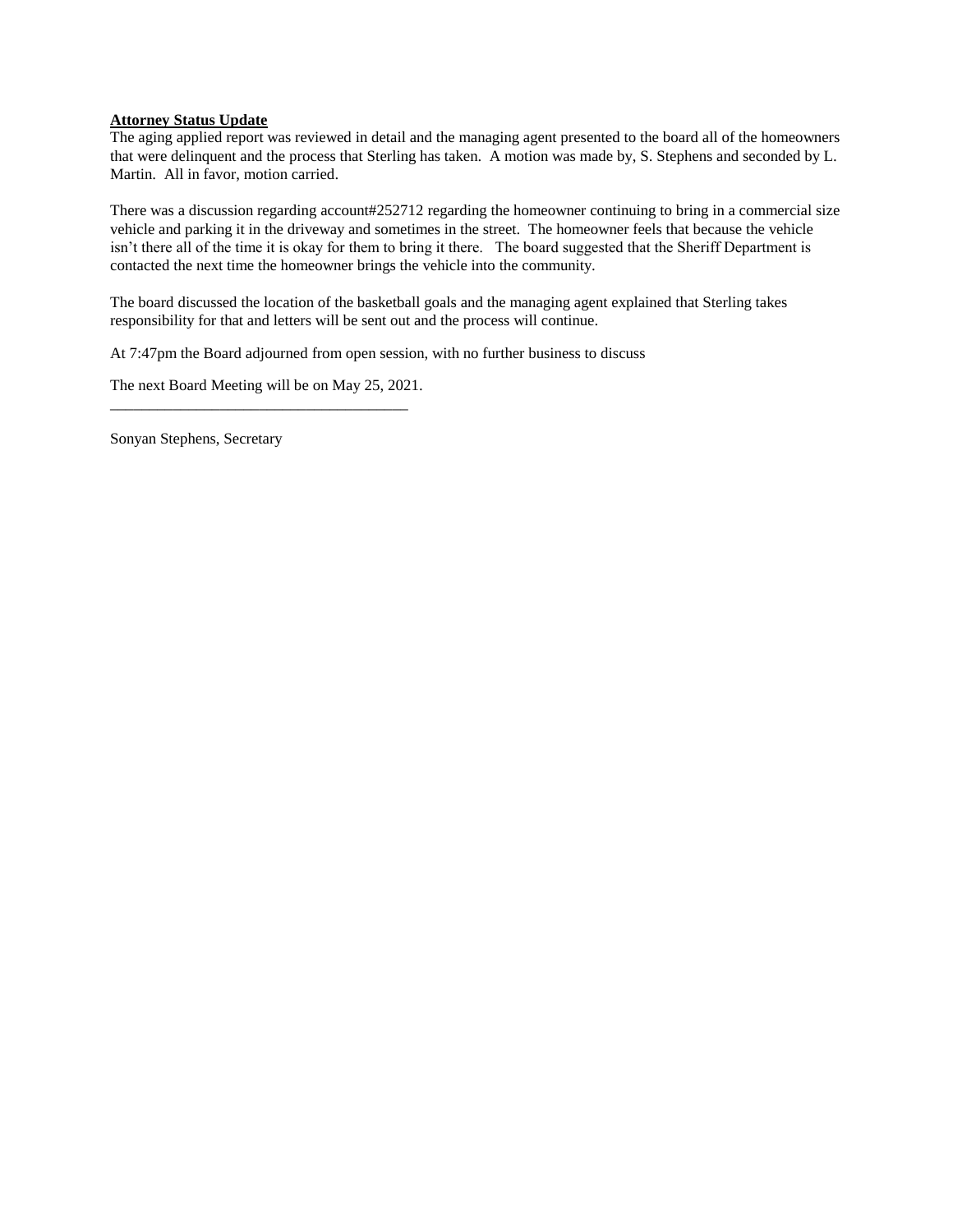**Attorney Status Update**

The aging applied report was reviewed in detail and the managing agent presented to the board all of the homeowners that were delinquent and the process that Sterling has taken. A motion was made by, S. Stephens and seconded by L. Martin. All in favor, motion carried.

There was a discussion regarding account#252712 regarding the homeowner continuing to bring in a commercial size vehicle and parking it in the driveway and sometimes in the street. The homeowner feels that because the vehicle isn't there all of the time it is okay for them to bring it there. The board suggested that the Sheriff Department is contacted the next time the homeowner brings the vehicle into the community.

The board discussed the location of the basketball goals and the managing agent explained that Sterling takes responsibility for that and letters will be sent out and the process will continue.

At 7:47pm the Board adjourned from open session, with no further business to discuss

The next Board Meeting will be on May 25, 2021.

______________________________________

Sonyan Stephens, Secretary